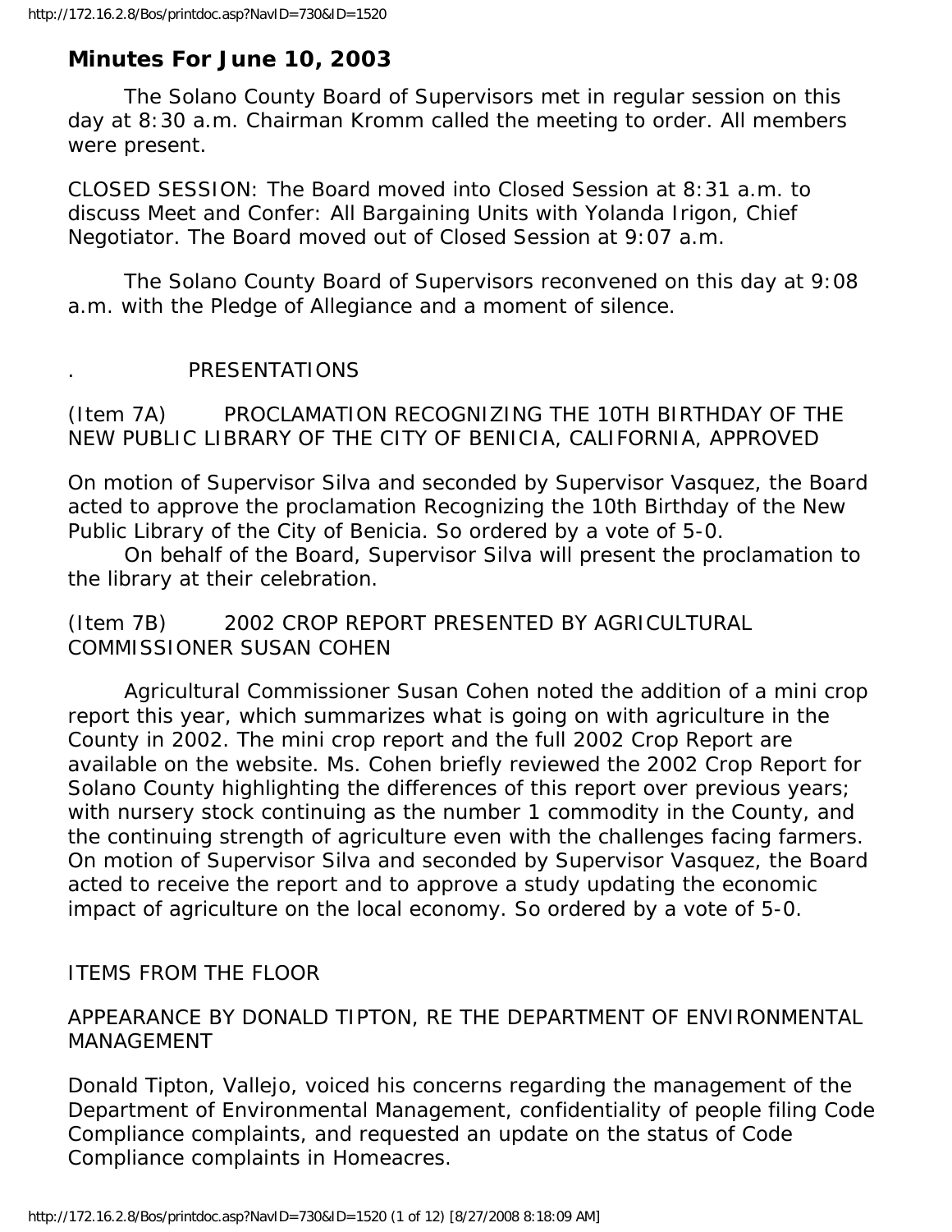# Minutes For June 10, 2003

The Solano County Board of Supervisors met in regular session on this day at 8:30 a.m. Chairman Kromm called the meeting to order. All members were present.

CLOSED SESSION: The Board moved into Closed Session at 8:31 a.m. to discuss Meet and Confer: All Bargaining Units with Yolanda Irigon, Chief Negotiator. The Board moved out of Closed Session at 9:07 a.m.

The Solano County Board of Supervisors reconvened on this day at 9:08 a.m. with the Pledge of Allegiance and a moment of silence.

. PRESENTATIONS

(Item 7A) PROCLAMATION RECOGNIZING THE 10TH BIRTHDAY OF THE NEW PUBLIC LIBRARY OF THE CITY OF BENICIA, CALIFORNIA, APPROVED

On motion of Supervisor Silva and seconded by Supervisor Vasquez, the Board acted to approve the proclamation Recognizing the 10th Birthday of the New Public Library of the City of Benicia. So ordered by a vote of 5-0.

On behalf of the Board, Supervisor Silva will present the proclamation to the library at their celebration.

(Item 7B) 2002 CROP REPORT PRESENTED BY AGRICULTURAL COMMISSIONER SUSAN COHEN

Agricultural Commissioner Susan Cohen noted the addition of a mini crop report this year, which summarizes what is going on with agriculture in the County in 2002. The mini crop report and the full 2002 Crop Report are available on the website. Ms. Cohen briefly reviewed the 2002 Crop Report for Solano County highlighting the differences of this report over previous years; with nursery stock continuing as the number 1 commodity in the County, and the continuing strength of agriculture even with the challenges facing farmers. On motion of Supervisor Silva and seconded by Supervisor Vasquez, the Board acted to receive the report and to approve a study updating the economic impact of agriculture on the local economy. So ordered by a vote of 5-0.

ITEMS FROM THE FLOOR

APPEARANCE BY DONALD TIPTON, RE THE DEPARTMENT OF ENVIRONMENTAL MANAGEMENT

Donald Tipton, Vallejo, voiced his concerns regarding the management of the Department of Environmental Management, confidentiality of people filing Code Compliance complaints, and requested an update on the status of Code Compliance complaints in Homeacres.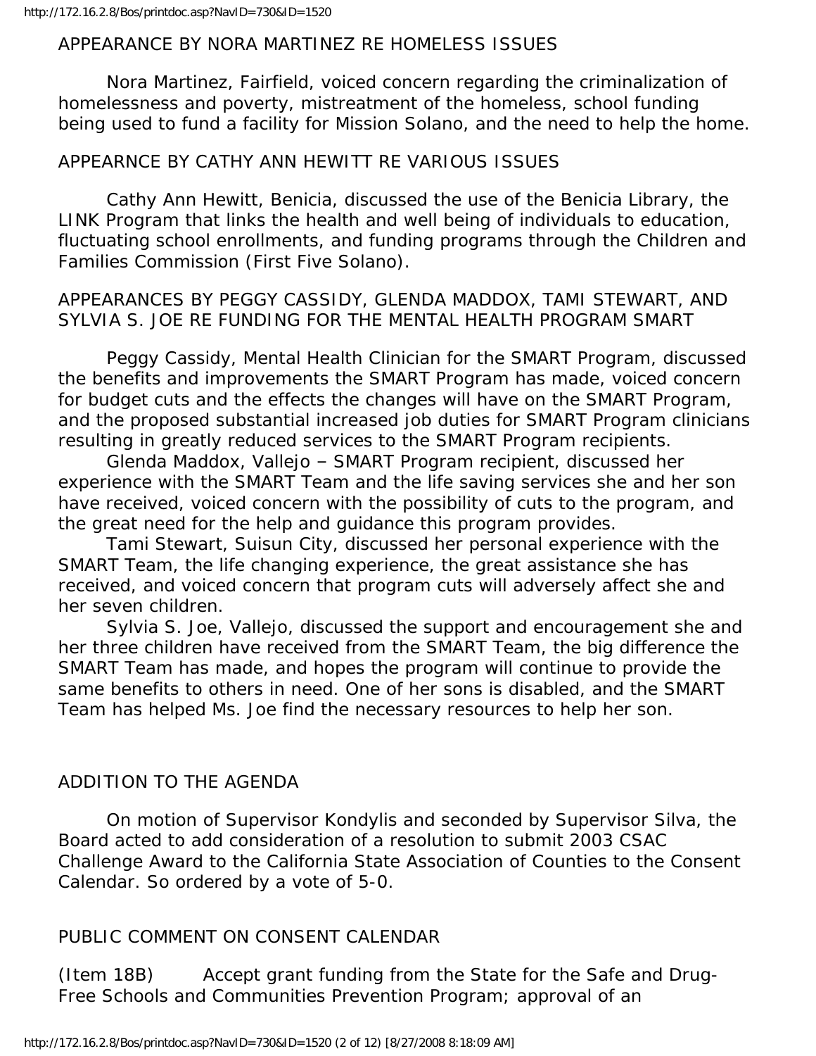APPEARANCE BY NORA MARTINEZ RE HOMELESS ISSUES

Nora Martinez, Fairfield, voiced concern regarding the criminalization of homelessness and poverty, mistreatment of the homeless, school funding being used to fund a facility for Mission Solano, and the need to help the home.

APPEARNCE BY CATHY ANN HEWITT RE VARIOUS ISSUES

Cathy Ann Hewitt, Benicia, discussed the use of the Benicia Library, the LINK Program that links the health and well being of individuals to education, fluctuating school enrollments, and funding programs through the Children and Families Commission (First Five Solano).

APPEARANCES BY PEGGY CASSIDY, GLENDA MADDOX, TAMI STEWART, AND SYLVIA S. JOE RE FUNDING FOR THE MENTAL HEALTH PROGRAM SMART

Peggy Cassidy, Mental Health Clinician for the SMART Program, discussed the benefits and improvements the SMART Program has made, voiced concern for budget cuts and the effects the changes will have on the SMART Program, and the proposed substantial increased job duties for SMART Program clinicians resulting in greatly reduced services to the SMART Program recipients.

Glenda Maddox, Vallejo – SMART Program recipient, discussed her experience with the SMART Team and the life saving services she and her son have received, voiced concern with the possibility of cuts to the program, and the great need for the help and guidance this program provides.

Tami Stewart, Suisun City, discussed her personal experience with the SMART Team, the life changing experience, the great assistance she has received, and voiced concern that program cuts will adversely affect she and her seven children.

Sylvia S. Joe, Vallejo, discussed the support and encouragement she and her three children have received from the SMART Team, the big difference the SMART Team has made, and hopes the program will continue to provide the same benefits to others in need. One of her sons is disabled, and the SMART Team has helped Ms. Joe find the necessary resources to help her son.

ADDITION TO THE AGENDA

On motion of Supervisor Kondylis and seconded by Supervisor Silva, the Board acted to add consideration of a resolution to submit 2003 CSAC Challenge Award to the California State Association of Counties to the Consent Calendar. So ordered by a vote of 5-0.

PUBLIC COMMENT ON CONSENT CALENDAR

(Item 18B) Accept grant funding from the State for the Safe and Drug-Free Schools and Communities Prevention Program; approval of an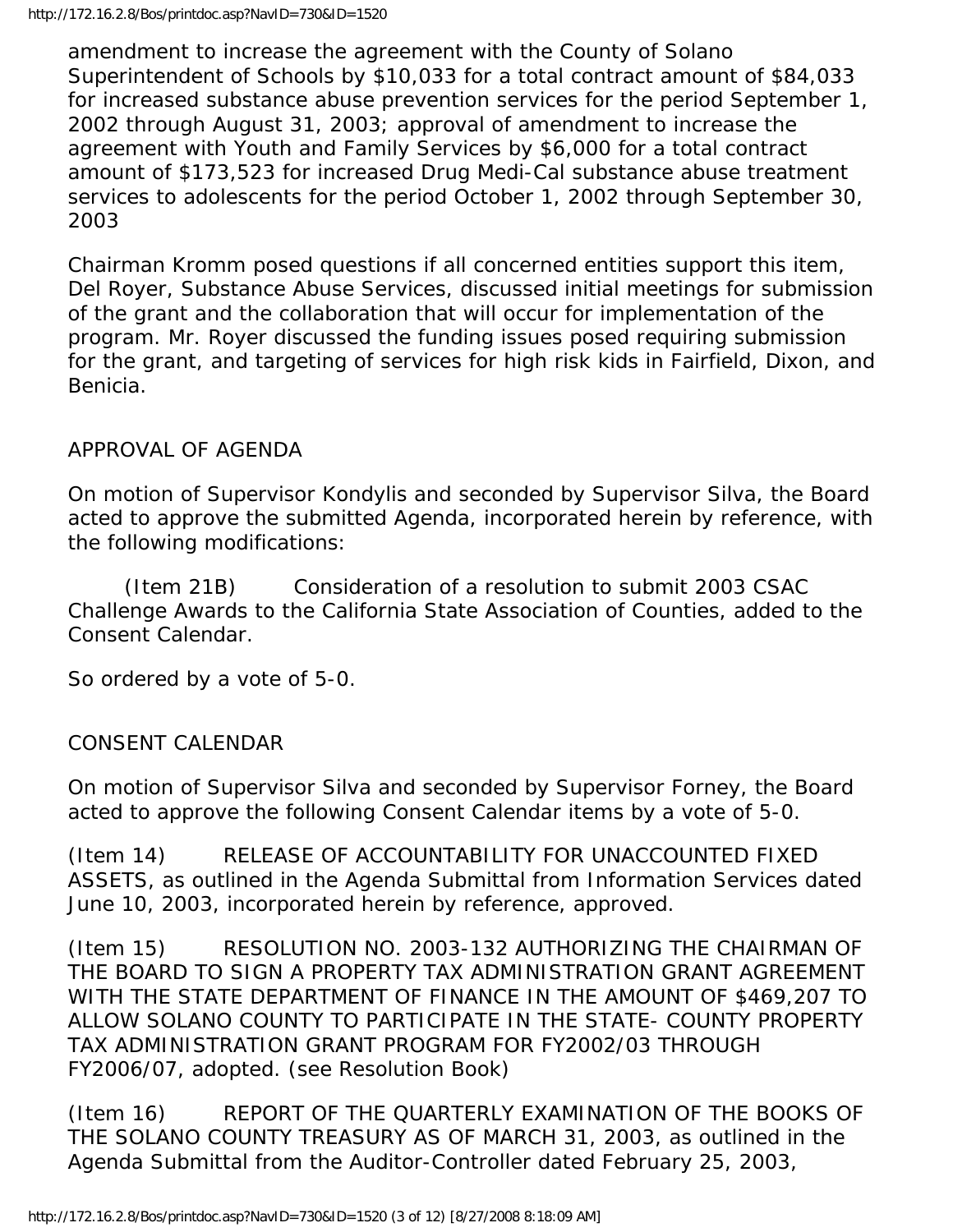amendment to increase the agreement with the County of Solano Superintendent of Schools by $10,033 for a total contract amount of $84,033 for increased substance abuse prevention services for the period September 1, 2002 through August 31, 2003; approval of amendment to increase the agreement with Youth and Family Services by $6,000 for a total contract amount of $173,523 for increased Drug Medi-Cal substance abuse treatment services to adolescents for the period October 1, 2002 through September 30, 2003

Chairman Kromm posed questions if all concerned entities support this item, Del Royer, Substance Abuse Services, discussed initial meetings for submission of the grant and the collaboration that will occur for implementation of the program. Mr. Royer discussed the funding issues posed requiring submission for the grant, and targeting of services for high risk kids in Fairfield, Dixon, and Benicia.

APPROVAL OF AGENDA

On motion of Supervisor Kondylis and seconded by Supervisor Silva, the Board acted to approve the submitted Agenda, incorporated herein by reference, with the following modifications:

(Item 21B) Consideration of a resolution to submit 2003 CSAC Challenge Awards to the California State Association of Counties, added to the Consent Calendar.

So ordered by a vote of 5-0.

CONSENT CALENDAR

On motion of Supervisor Silva and seconded by Supervisor Forney, the Board acted to approve the following Consent Calendar items by a vote of 5-0.

(Item 14) RELEASE OF ACCOUNTABILITY FOR UNACCOUNTED FIXED ASSETS, as outlined in the Agenda Submittal from Information Services dated June 10, 2003, incorporated herein by reference, approved.

(Item 15) RESOLUTION NO. 2003-132 AUTHORIZING THE CHAIRMAN OF THE BOARD TO SIGN A PROPERTY TAX ADMINISTRATION GRANT AGREEMENT WITH THE STATE DEPARTMENT OF FINANCE IN THE AMOUNT OF $469,207 TO ALLOW SOLANO COUNTY TO PARTICIPATE IN THE STATE- COUNTY PROPERTY TAX ADMINISTRATION GRANT PROGRAM FOR FY2002/03 THROUGH FY2006/07, adopted. (see Resolution Book)

(Item 16) REPORT OF THE QUARTERLY EXAMINATION OF THE BOOKS OF THE SOLANO COUNTY TREASURY AS OF MARCH 31, 2003, as outlined in the Agenda Submittal from the Auditor-Controller dated February 25, 2003,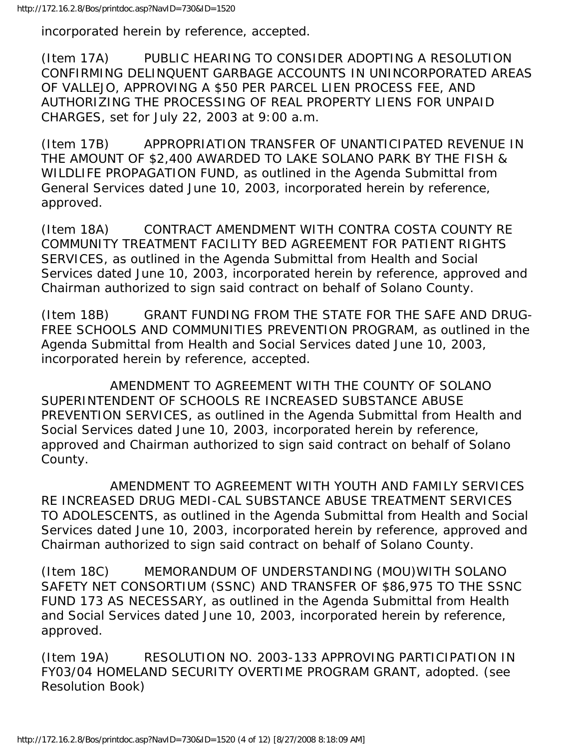incorporated herein by reference, accepted.

(Item 17A) PUBLIC HEARING TO CONSIDER ADOPTING A RESOLUTION CONFIRMING DELINQUENT GARBAGE ACCOUNTS IN UNINCORPORATED AREAS OF VALLEJO, APPROVING A $50 PER PARCEL LIEN PROCESS FEE, AND AUTHORIZING THE PROCESSING OF REAL PROPERTY LIENS FOR UNPAID CHARGES, set for July 22, 2003 at 9:00 a.m.

(Item 17B) APPROPRIATION TRANSFER OF UNANTICIPATED REVENUE IN THE AMOUNT OF $2,400 AWARDED TO LAKE SOLANO PARK BY THE FISH & WILDLIFE PROPAGATION FUND, as outlined in the Agenda Submittal from General Services dated June 10, 2003, incorporated herein by reference, approved.

(Item 18A) CONTRACT AMENDMENT WITH CONTRA COSTA COUNTY RE COMMUNITY TREATMENT FACILITY BED AGREEMENT FOR PATIENT RIGHTS SERVICES, as outlined in the Agenda Submittal from Health and Social Services dated June 10, 2003, incorporated herein by reference, approved and Chairman authorized to sign said contract on behalf of Solano County.

(Item 18B) GRANT FUNDING FROM THE STATE FOR THE SAFE AND DRUG-FREE SCHOOLS AND COMMUNITIES PREVENTION PROGRAM, as outlined in the Agenda Submittal from Health and Social Services dated June 10, 2003, incorporated herein by reference, accepted.

AMENDMENT TO AGREEMENT WITH THE COUNTY OF SOLANO SUPERINTENDENT OF SCHOOLS RE INCREASED SUBSTANCE ABUSE PREVENTION SERVICES, as outlined in the Agenda Submittal from Health and Social Services dated June 10, 2003, incorporated herein by reference, approved and Chairman authorized to sign said contract on behalf of Solano County.

AMENDMENT TO AGREEMENT WITH YOUTH AND FAMILY SERVICES RE INCREASED DRUG MEDI-CAL SUBSTANCE ABUSE TREATMENT SERVICES TO ADOLESCENTS, as outlined in the Agenda Submittal from Health and Social Services dated June 10, 2003, incorporated herein by reference, approved and Chairman authorized to sign said contract on behalf of Solano County.

(Item 18C) MEMORANDUM OF UNDERSTANDING (MOU)WITH SOLANO SAFETY NET CONSORTIUM (SSNC) AND TRANSFER OF $86,975 TO THE SSNC FUND 173 AS NECESSARY, as outlined in the Agenda Submittal from Health and Social Services dated June 10, 2003, incorporated herein by reference, approved.

(Item 19A) RESOLUTION NO. 2003-133 APPROVING PARTICIPATION IN FY03/04 HOMELAND SECURITY OVERTIME PROGRAM GRANT, adopted. (see Resolution Book)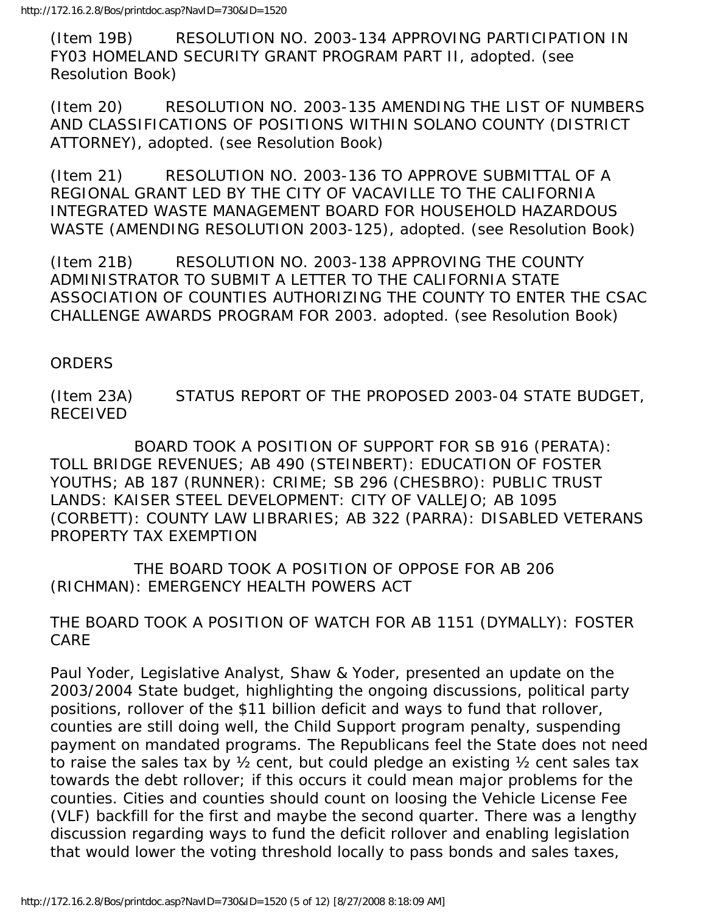(Item 19B) RESOLUTION NO. 2003-134 APPROVING PARTICIPATION IN FY03 HOMELAND SECURITY GRANT PROGRAM PART II, adopted. (see Resolution Book)

(Item 20) RESOLUTION NO. 2003-135 AMENDING THE LIST OF NUMBERS AND CLASSIFICATIONS OF POSITIONS WITHIN SOLANO COUNTY (DISTRICT ATTORNEY), adopted. (see Resolution Book)

(Item 21) RESOLUTION NO. 2003-136 TO APPROVE SUBMITTAL OF A REGIONAL GRANT LED BY THE CITY OF VACAVILLE TO THE CALIFORNIA INTEGRATED WASTE MANAGEMENT BOARD FOR HOUSEHOLD HAZARDOUS WASTE (AMENDING RESOLUTION 2003-125), adopted. (see Resolution Book)

(Item 21B) RESOLUTION NO. 2003-138 APPROVING THE COUNTY ADMINISTRATOR TO SUBMIT A LETTER TO THE CALIFORNIA STATE ASSOCIATION OF COUNTIES AUTHORIZING THE COUNTY TO ENTER THE CSAC CHALLENGE AWARDS PROGRAM FOR 2003. adopted. (see Resolution Book)

ORDERS

(Item 23A) STATUS REPORT OF THE PROPOSED 2003-04 STATE BUDGET, RECEIVED

BOARD TOOK A POSITION OF SUPPORT FOR SB 916 (PERATA): TOLL BRIDGE REVENUES; AB 490 (STEINBERT): EDUCATION OF FOSTER YOUTHS; AB 187 (RUNNER): CRIME; SB 296 (CHESBRO): PUBLIC TRUST LANDS: KAISER STEEL DEVELOPMENT: CITY OF VALLEJO; AB 1095 (CORBETT): COUNTY LAW LIBRARIES; AB 322 (PARRA): DISABLED VETERANS PROPERTY TAX EXEMPTION

THE BOARD TOOK A POSITION OF OPPOSE FOR AB 206 (RICHMAN): EMERGENCY HEALTH POWERS ACT

THE BOARD TOOK A POSITION OF WATCH FOR AB 1151 (DYMALLY): FOSTER CARE

Paul Yoder, Legislative Analyst, Shaw & Yoder, presented an update on the 2003/2004 State budget, highlighting the ongoing discussions, political party positions, rollover of the $11 billion deficit and ways to fund that rollover, counties are still doing well, the Child Support program penalty, suspending payment on mandated programs. The Republicans feel the State does not need to raise the sales tax by ½ cent, but could pledge an existing ½ cent sales tax towards the debt rollover; if this occurs it could mean major problems for the counties. Cities and counties should count on loosing the Vehicle License Fee (VLF) backfill for the first and maybe the second quarter. There was a lengthy discussion regarding ways to fund the deficit rollover and enabling legislation that would lower the voting threshold locally to pass bonds and sales taxes,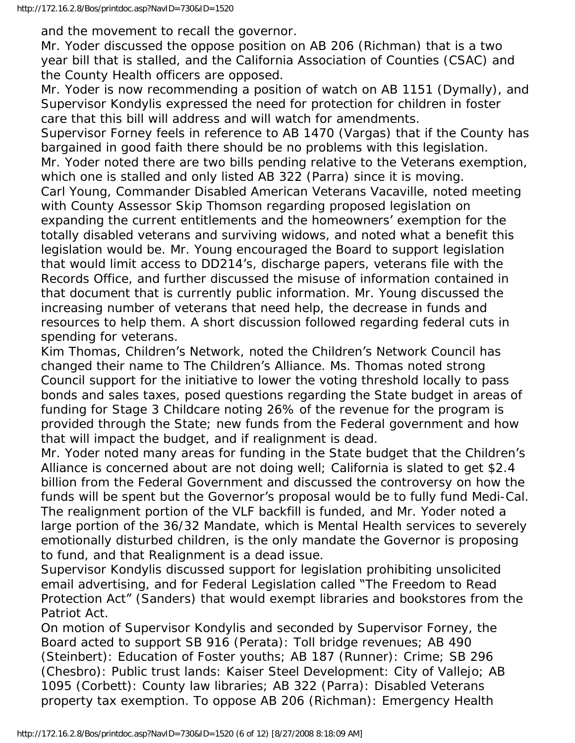and the movement to recall the governor.

Mr. Yoder discussed the oppose position on AB 206 (Richman) that is a two year bill that is stalled, and the California Association of Counties (CSAC) and the County Health officers are opposed.

Mr. Yoder is now recommending a position of watch on AB 1151 (Dymally), and Supervisor Kondylis expressed the need for protection for children in foster care that this bill will address and will watch for amendments.

Supervisor Forney feels in reference to AB 1470 (Vargas) that if the County has bargained in good faith there should be no problems with this legislation.

Mr. Yoder noted there are two bills pending relative to the Veterans exemption, which one is stalled and only listed AB 322 (Parra) since it is moving.

Carl Young, Commander Disabled American Veterans Vacaville, noted meeting with County Assessor Skip Thomson regarding proposed legislation on expanding the current entitlements and the homeowners' exemption for the totally disabled veterans and surviving widows, and noted what a benefit this legislation would be. Mr. Young encouraged the Board to support legislation that would limit access to DD214's, discharge papers, veterans file with the Records Office, and further discussed the misuse of information contained in that document that is currently public information. Mr. Young discussed the increasing number of veterans that need help, the decrease in funds and resources to help them. A short discussion followed regarding federal cuts in spending for veterans.

Kim Thomas, Children's Network, noted the Children's Network Council has changed their name to The Children's Alliance. Ms. Thomas noted strong Council support for the initiative to lower the voting threshold locally to pass bonds and sales taxes, posed questions regarding the State budget in areas of funding for Stage 3 Childcare noting 26% of the revenue for the program is provided through the State; new funds from the Federal government and how that will impact the budget, and if realignment is dead.

Mr. Yoder noted many areas for funding in the State budget that the Children's Alliance is concerned about are not doing well; California is slated to get $2.4 billion from the Federal Government and discussed the controversy on how the funds will be spent but the Governor's proposal would be to fully fund Medi-Cal. The realignment portion of the VLF backfill is funded, and Mr. Yoder noted a large portion of the 36/32 Mandate, which is Mental Health services to severely emotionally disturbed children, is the only mandate the Governor is proposing to fund, and that Realignment is a dead issue.

Supervisor Kondylis discussed support for legislation prohibiting unsolicited email advertising, and for Federal Legislation called "The Freedom to Read Protection Act" (Sanders) that would exempt libraries and bookstores from the Patriot Act.

On motion of Supervisor Kondylis and seconded by Supervisor Forney, the Board acted to support SB 916 (Perata): Toll bridge revenues; AB 490 (Steinbert): Education of Foster youths; AB 187 (Runner): Crime; SB 296 (Chesbro): Public trust lands: Kaiser Steel Development: City of Vallejo; AB 1095 (Corbett): County law libraries; AB 322 (Parra): Disabled Veterans property tax exemption. To oppose AB 206 (Richman): Emergency Health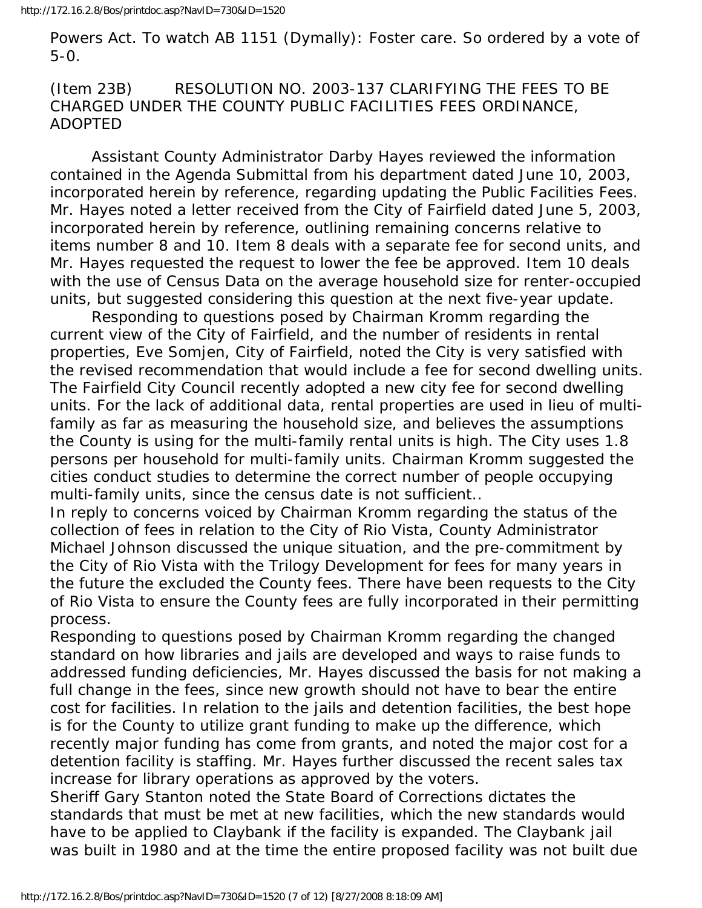Powers Act. To watch AB 1151 (Dymally): Foster care. So ordered by a vote of 5-0.

(Item 23B) RESOLUTION NO. 2003-137 CLARIFYING THE FEES TO BE CHARGED UNDER THE COUNTY PUBLIC FACILITIES FEES ORDINANCE, ADOPTED

Assistant County Administrator Darby Hayes reviewed the information contained in the Agenda Submittal from his department dated June 10, 2003, incorporated herein by reference, regarding updating the Public Facilities Fees. Mr. Hayes noted a letter received from the City of Fairfield dated June 5, 2003, incorporated herein by reference, outlining remaining concerns relative to items number 8 and 10. Item 8 deals with a separate fee for second units, and Mr. Hayes requested the request to lower the fee be approved. Item 10 deals with the use of Census Data on the average household size for renter-occupied units, but suggested considering this question at the next five-year update.

Responding to questions posed by Chairman Kromm regarding the current view of the City of Fairfield, and the number of residents in rental properties, Eve Somjen, City of Fairfield, noted the City is very satisfied with the revised recommendation that would include a fee for second dwelling units. The Fairfield City Council recently adopted a new city fee for second dwelling units. For the lack of additional data, rental properties are used in lieu of multi-family as far as measuring the household size, and believes the assumptions the County is using for the multi-family rental units is high. The City uses 1.8 persons per household for multi-family units. Chairman Kromm suggested the cities conduct studies to determine the correct number of people occupying multi-family units, since the census date is not sufficient..

In reply to concerns voiced by Chairman Kromm regarding the status of the collection of fees in relation to the City of Rio Vista, County Administrator Michael Johnson discussed the unique situation, and the pre-commitment by the City of Rio Vista with the Trilogy Development for fees for many years in the future the excluded the County fees. There have been requests to the City of Rio Vista to ensure the County fees are fully incorporated in their permitting process.

Responding to questions posed by Chairman Kromm regarding the changed standard on how libraries and jails are developed and ways to raise funds to addressed funding deficiencies, Mr. Hayes discussed the basis for not making a full change in the fees, since new growth should not have to bear the entire cost for facilities. In relation to the jails and detention facilities, the best hope is for the County to utilize grant funding to make up the difference, which recently major funding has come from grants, and noted the major cost for a detention facility is staffing. Mr. Hayes further discussed the recent sales tax increase for library operations as approved by the voters.

Sheriff Gary Stanton noted the State Board of Corrections dictates the standards that must be met at new facilities, which the new standards would have to be applied to Claybank if the facility is expanded. The Claybank jail was built in 1980 and at the time the entire proposed facility was not built due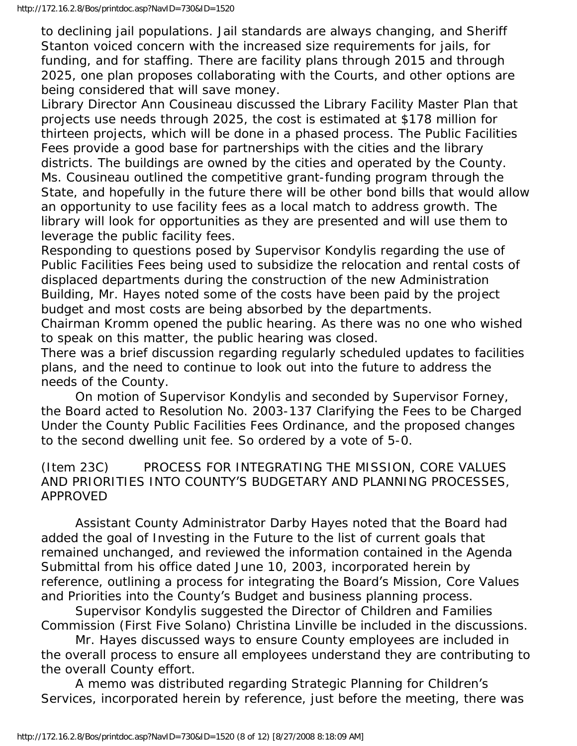to declining jail populations. Jail standards are always changing, and Sheriff Stanton voiced concern with the increased size requirements for jails, for funding, and for staffing. There are facility plans through 2015 and through 2025, one plan proposes collaborating with the Courts, and other options are being considered that will save money.

Library Director Ann Cousineau discussed the Library Facility Master Plan that projects use needs through 2025, the cost is estimated at $178 million for thirteen projects, which will be done in a phased process. The Public Facilities Fees provide a good base for partnerships with the cities and the library districts. The buildings are owned by the cities and operated by the County. Ms. Cousineau outlined the competitive grant-funding program through the State, and hopefully in the future there will be other bond bills that would allow an opportunity to use facility fees as a local match to address growth. The library will look for opportunities as they are presented and will use them to leverage the public facility fees.

Responding to questions posed by Supervisor Kondylis regarding the use of Public Facilities Fees being used to subsidize the relocation and rental costs of displaced departments during the construction of the new Administration Building, Mr. Hayes noted some of the costs have been paid by the project budget and most costs are being absorbed by the departments.

Chairman Kromm opened the public hearing. As there was no one who wished to speak on this matter, the public hearing was closed.

There was a brief discussion regarding regularly scheduled updates to facilities plans, and the need to continue to look out into the future to address the needs of the County.

On motion of Supervisor Kondylis and seconded by Supervisor Forney, the Board acted to Resolution No. 2003-137 Clarifying the Fees to be Charged Under the County Public Facilities Fees Ordinance, and the proposed changes to the second dwelling unit fee. So ordered by a vote of 5-0.

(Item 23C) PROCESS FOR INTEGRATING THE MISSION, CORE VALUES AND PRIORITIES INTO COUNTY'S BUDGETARY AND PLANNING PROCESSES, APPROVED

Assistant County Administrator Darby Hayes noted that the Board had added the goal of Investing in the Future to the list of current goals that remained unchanged, and reviewed the information contained in the Agenda Submittal from his office dated June 10, 2003, incorporated herein by reference, outlining a process for integrating the Board's Mission, Core Values and Priorities into the County's Budget and business planning process.

Supervisor Kondylis suggested the Director of Children and Families Commission (First Five Solano) Christina Linville be included in the discussions.

Mr. Hayes discussed ways to ensure County employees are included in the overall process to ensure all employees understand they are contributing to the overall County effort.

A memo was distributed regarding Strategic Planning for Children's Services, incorporated herein by reference, just before the meeting, there was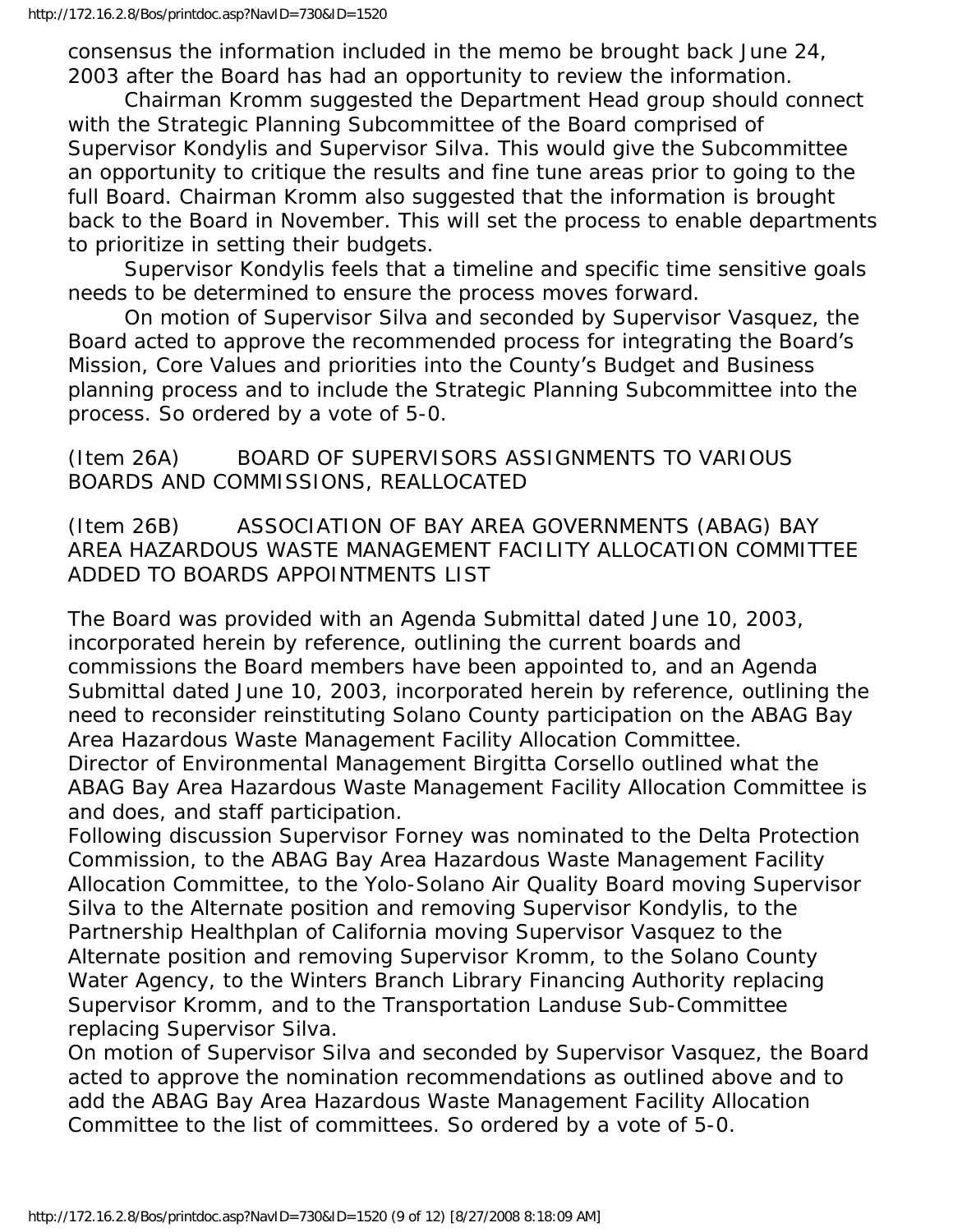consensus the information included in the memo be brought back June 24, 2003 after the Board has had an opportunity to review the information.

Chairman Kromm suggested the Department Head group should connect with the Strategic Planning Subcommittee of the Board comprised of Supervisor Kondylis and Supervisor Silva. This would give the Subcommittee an opportunity to critique the results and fine tune areas prior to going to the full Board. Chairman Kromm also suggested that the information is brought back to the Board in November. This will set the process to enable departments to prioritize in setting their budgets.

Supervisor Kondylis feels that a timeline and specific time sensitive goals needs to be determined to ensure the process moves forward.

On motion of Supervisor Silva and seconded by Supervisor Vasquez, the Board acted to approve the recommended process for integrating the Board's Mission, Core Values and priorities into the County's Budget and Business planning process and to include the Strategic Planning Subcommittee into the process. So ordered by a vote of 5-0.

(Item 26A) BOARD OF SUPERVISORS ASSIGNMENTS TO VARIOUS BOARDS AND COMMISSIONS, REALLOCATED

(Item 26B) ASSOCIATION OF BAY AREA GOVERNMENTS (ABAG) BAY AREA HAZARDOUS WASTE MANAGEMENT FACILITY ALLOCATION COMMITTEE ADDED TO BOARDS APPOINTMENTS LIST

The Board was provided with an Agenda Submittal dated June 10, 2003, incorporated herein by reference, outlining the current boards and commissions the Board members have been appointed to, and an Agenda Submittal dated June 10, 2003, incorporated herein by reference, outlining the need to reconsider reinstituting Solano County participation on the ABAG Bay Area Hazardous Waste Management Facility Allocation Committee.
Director of Environmental Management Birgitta Corsello outlined what the ABAG Bay Area Hazardous Waste Management Facility Allocation Committee is and does, and staff participation.
Following discussion Supervisor Forney was nominated to the Delta Protection Commission, to the ABAG Bay Area Hazardous Waste Management Facility Allocation Committee, to the Yolo-Solano Air Quality Board moving Supervisor Silva to the Alternate position and removing Supervisor Kondylis, to the Partnership Healthplan of California moving Supervisor Vasquez to the Alternate position and removing Supervisor Kromm, to the Solano County Water Agency, to the Winters Branch Library Financing Authority replacing Supervisor Kromm, and to the Transportation Landuse Sub-Committee replacing Supervisor Silva.
On motion of Supervisor Silva and seconded by Supervisor Vasquez, the Board acted to approve the nomination recommendations as outlined above and to add the ABAG Bay Area Hazardous Waste Management Facility Allocation Committee to the list of committees. So ordered by a vote of 5-0.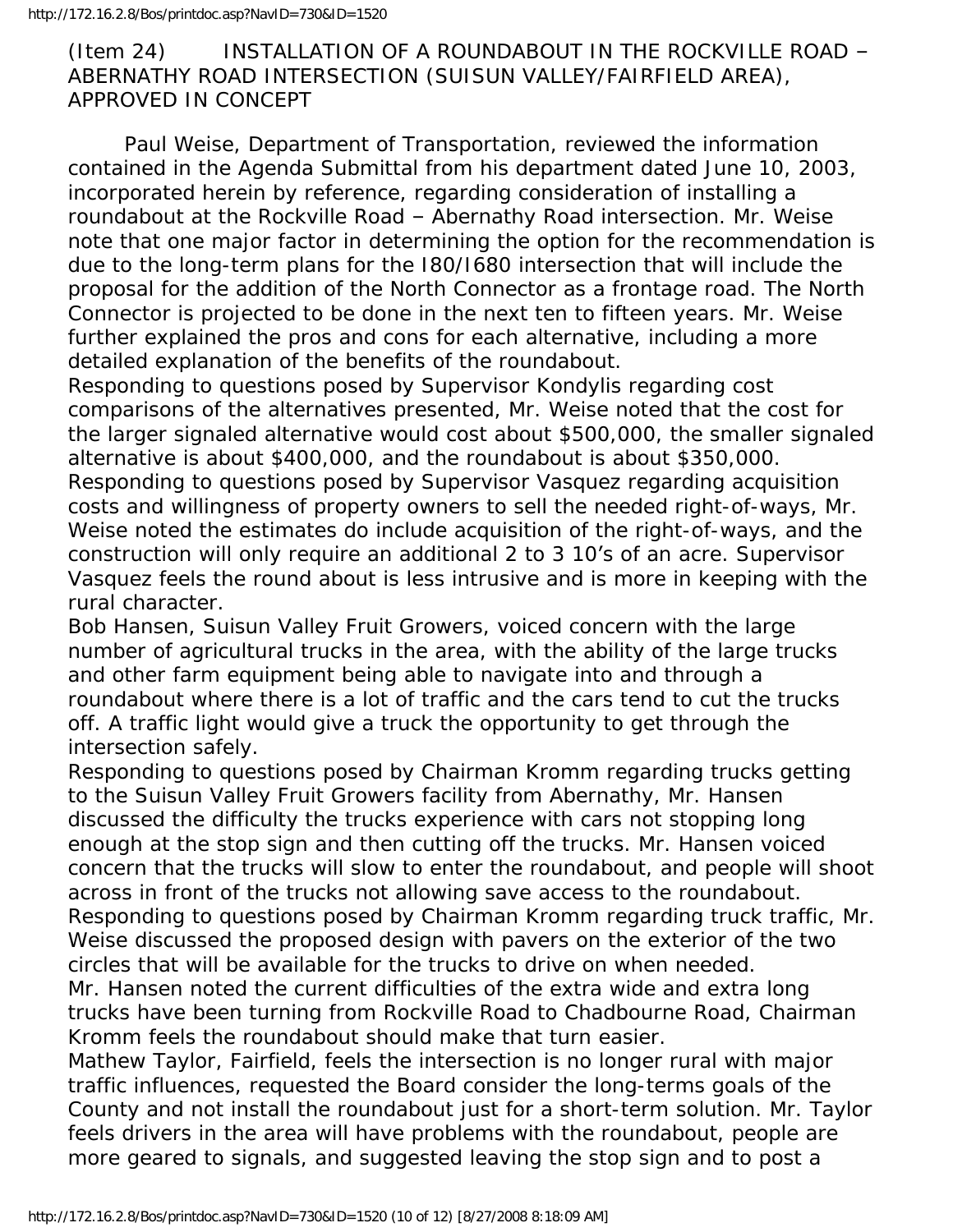(Item 24) INSTALLATION OF A ROUNDABOUT IN THE ROCKVILLE ROAD – ABERNATHY ROAD INTERSECTION (SUISUN VALLEY/FAIRFIELD AREA), APPROVED IN CONCEPT

Paul Weise, Department of Transportation, reviewed the information contained in the Agenda Submittal from his department dated June 10, 2003, incorporated herein by reference, regarding consideration of installing a roundabout at the Rockville Road – Abernathy Road intersection. Mr. Weise note that one major factor in determining the option for the recommendation is due to the long-term plans for the I80/I680 intersection that will include the proposal for the addition of the North Connector as a frontage road. The North Connector is projected to be done in the next ten to fifteen years. Mr. Weise further explained the pros and cons for each alternative, including a more detailed explanation of the benefits of the roundabout.

Responding to questions posed by Supervisor Kondylis regarding cost comparisons of the alternatives presented, Mr. Weise noted that the cost for the larger signaled alternative would cost about $500,000, the smaller signaled alternative is about $400,000, and the roundabout is about $350,000.

Responding to questions posed by Supervisor Vasquez regarding acquisition costs and willingness of property owners to sell the needed right-of-ways, Mr. Weise noted the estimates do include acquisition of the right-of-ways, and the construction will only require an additional 2 to 3 10's of an acre. Supervisor Vasquez feels the round about is less intrusive and is more in keeping with the rural character.

Bob Hansen, Suisun Valley Fruit Growers, voiced concern with the large number of agricultural trucks in the area, with the ability of the large trucks and other farm equipment being able to navigate into and through a roundabout where there is a lot of traffic and the cars tend to cut the trucks off. A traffic light would give a truck the opportunity to get through the intersection safely.

Responding to questions posed by Chairman Kromm regarding trucks getting to the Suisun Valley Fruit Growers facility from Abernathy, Mr. Hansen discussed the difficulty the trucks experience with cars not stopping long enough at the stop sign and then cutting off the trucks. Mr. Hansen voiced concern that the trucks will slow to enter the roundabout, and people will shoot across in front of the trucks not allowing save access to the roundabout.

Responding to questions posed by Chairman Kromm regarding truck traffic, Mr. Weise discussed the proposed design with pavers on the exterior of the two circles that will be available for the trucks to drive on when needed.

Mr. Hansen noted the current difficulties of the extra wide and extra long trucks have been turning from Rockville Road to Chadbourne Road, Chairman Kromm feels the roundabout should make that turn easier.

Mathew Taylor, Fairfield, feels the intersection is no longer rural with major traffic influences, requested the Board consider the long-terms goals of the County and not install the roundabout just for a short-term solution. Mr. Taylor feels drivers in the area will have problems with the roundabout, people are more geared to signals, and suggested leaving the stop sign and to post a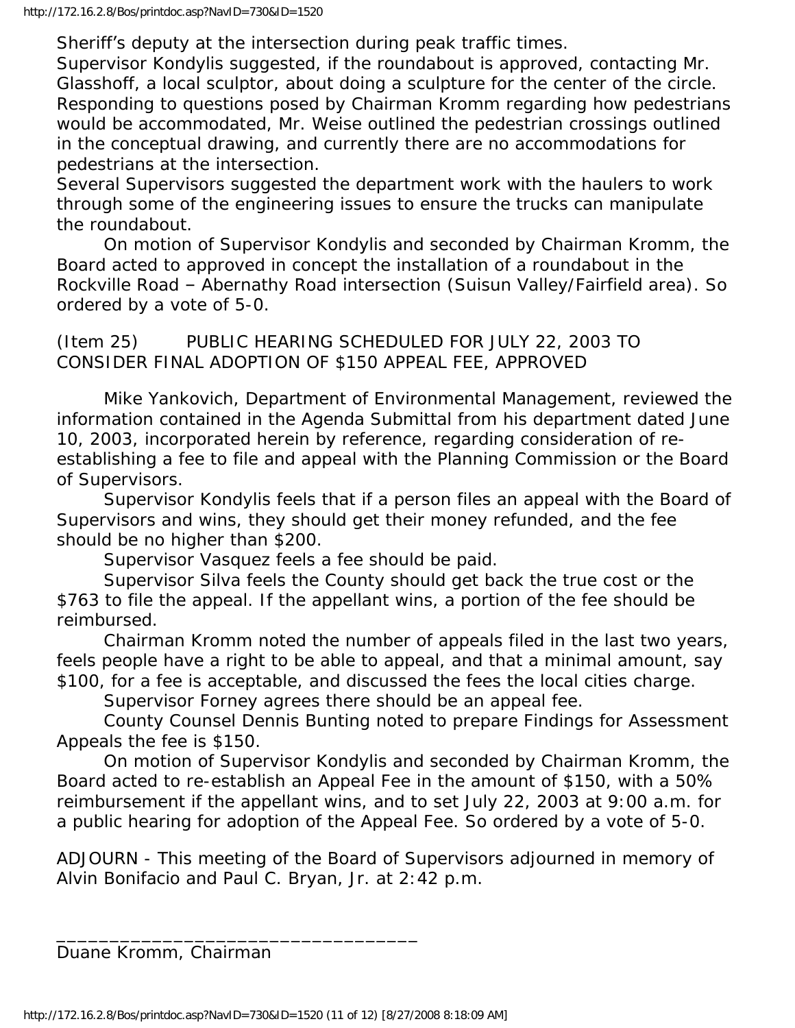Sheriff's deputy at the intersection during peak traffic times.

Supervisor Kondylis suggested, if the roundabout is approved, contacting Mr. Glasshoff, a local sculptor, about doing a sculpture for the center of the circle.

Responding to questions posed by Chairman Kromm regarding how pedestrians would be accommodated, Mr. Weise outlined the pedestrian crossings outlined in the conceptual drawing, and currently there are no accommodations for pedestrians at the intersection.

Several Supervisors suggested the department work with the haulers to work through some of the engineering issues to ensure the trucks can manipulate the roundabout.

On motion of Supervisor Kondylis and seconded by Chairman Kromm, the Board acted to approved in concept the installation of a roundabout in the Rockville Road – Abernathy Road intersection (Suisun Valley/Fairfield area). So ordered by a vote of 5-0.

(Item 25) PUBLIC HEARING SCHEDULED FOR JULY 22, 2003 TO CONSIDER FINAL ADOPTION OF $150 APPEAL FEE, APPROVED

Mike Yankovich, Department of Environmental Management, reviewed the information contained in the Agenda Submittal from his department dated June 10, 2003, incorporated herein by reference, regarding consideration of re-establishing a fee to file and appeal with the Planning Commission or the Board of Supervisors.

Supervisor Kondylis feels that if a person files an appeal with the Board of Supervisors and wins, they should get their money refunded, and the fee should be no higher than $200.

Supervisor Vasquez feels a fee should be paid.

Supervisor Silva feels the County should get back the true cost or the $763 to file the appeal. If the appellant wins, a portion of the fee should be reimbursed.

Chairman Kromm noted the number of appeals filed in the last two years, feels people have a right to be able to appeal, and that a minimal amount, say $100, for a fee is acceptable, and discussed the fees the local cities charge.

Supervisor Forney agrees there should be an appeal fee.

County Counsel Dennis Bunting noted to prepare Findings for Assessment Appeals the fee is $150.

On motion of Supervisor Kondylis and seconded by Chairman Kromm, the Board acted to re-establish an Appeal Fee in the amount of $150, with a 50% reimbursement if the appellant wins, and to set July 22, 2003 at 9:00 a.m. for a public hearing for adoption of the Appeal Fee. So ordered by a vote of 5-0.

ADJOURN - This meeting of the Board of Supervisors adjourned in memory of Alvin Bonifacio and Paul C. Bryan, Jr. at 2:42 p.m.

__________________________________
Duane Kromm, Chairman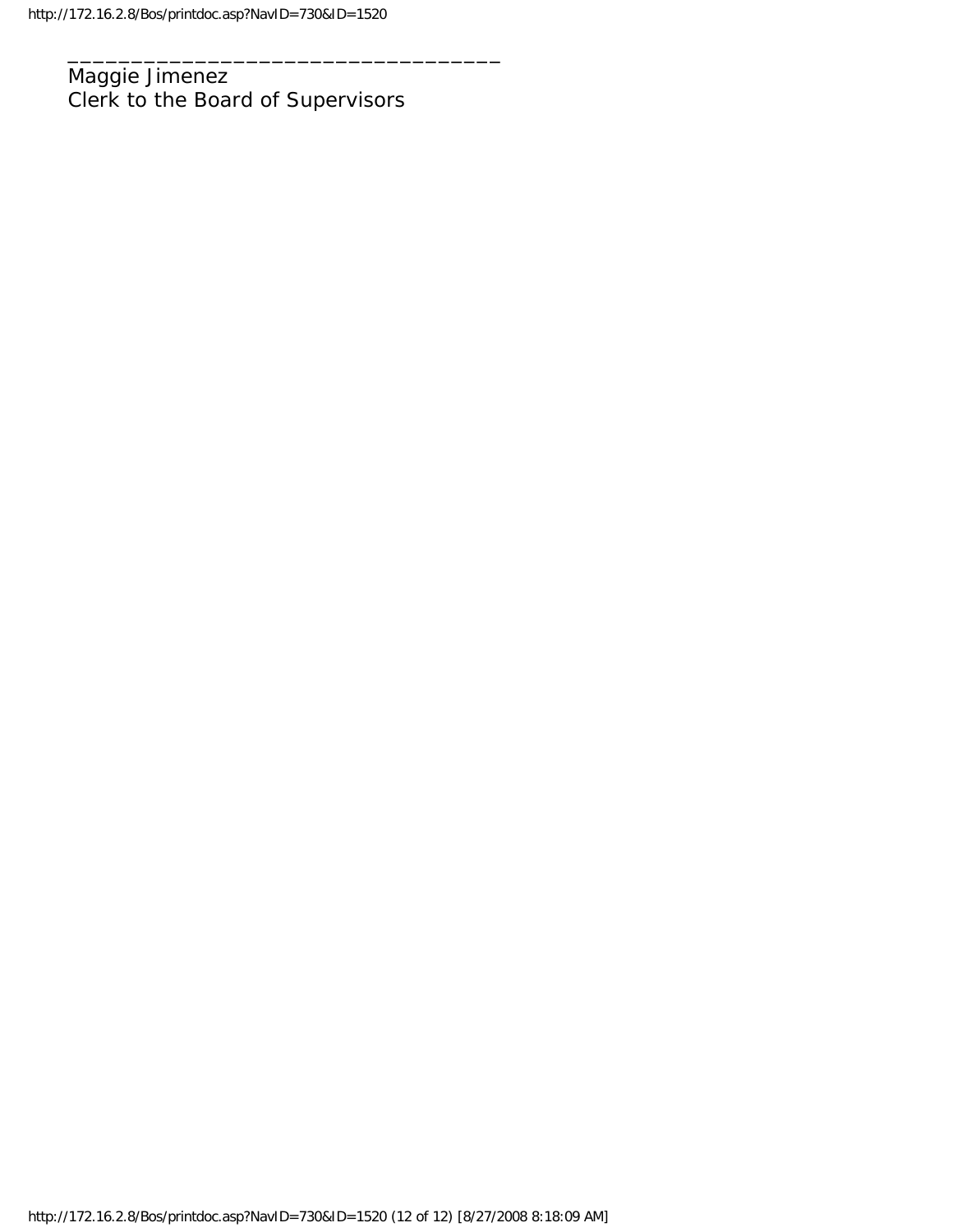_________________________________
Maggie Jimenez
Clerk to the Board of Supervisors